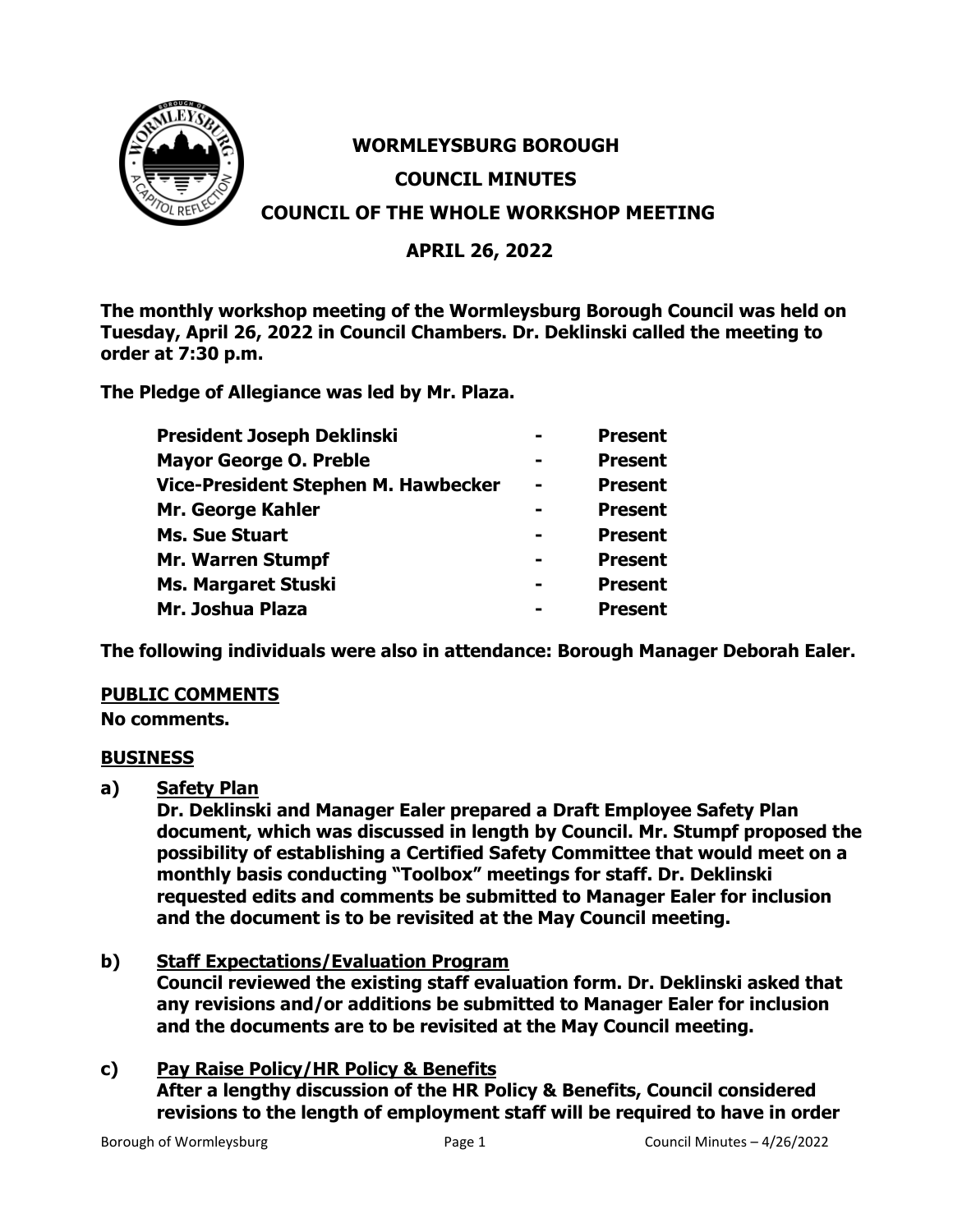# WORMLEYSBURG BOROUGH

## COUNCIL MINUTES

## COUNCIL OF THE WHOLE WORKSHOP MEETING

## APRIL 26, 2022

**The monthly workshop meeting of the Wormleysburg Borough Council was held on Tuesday, April 26, 2022 in Council Chambers. Dr. Deklinski called the meeting to order at 7:30 p.m.**

**The Pledge of Allegiance was led by Mr. Plaza.**

| | | |
|---|---|---|
| **President Joseph Deklinski** | **-** | **Present** |
| **Mayor George O. Preble** | **-** | **Present** |
| **Vice-President Stephen M. Hawbecker** | **-** | **Present** |
| **Mr. George Kahler** | **-** | **Present** |
| **Ms. Sue Stuart** | **-** | **Present** |
| **Mr. Warren Stumpf** | **-** | **Present** |
| **Ms. Margaret Stuski** | **-** | **Present** |
| **Mr. Joshua Plaza** | **-** | **Present** |

**The following individuals were also in attendance: Borough Manager Deborah Ealer.**

**PUBLIC COMMENTS**

**No comments.**

**BUSINESS**

**a) Safety Plan**

**Dr. Deklinski and Manager Ealer prepared a Draft Employee Safety Plan document, which was discussed in length by Council. Mr. Stumpf proposed the possibility of establishing a Certified Safety Committee that would meet on a monthly basis conducting "Toolbox" meetings for staff. Dr. Deklinski requested edits and comments be submitted to Manager Ealer for inclusion and the document is to be revisited at the May Council meeting.**

**b) Staff Expectations/Evaluation Program**

**Council reviewed the existing staff evaluation form. Dr. Deklinski asked that any revisions and/or additions be submitted to Manager Ealer for inclusion and the documents are to be revisited at the May Council meeting.**

**c) Pay Raise Policy/HR Policy & Benefits**

**After a lengthy discussion of the HR Policy & Benefits, Council considered revisions to the length of employment staff will be required to have in order**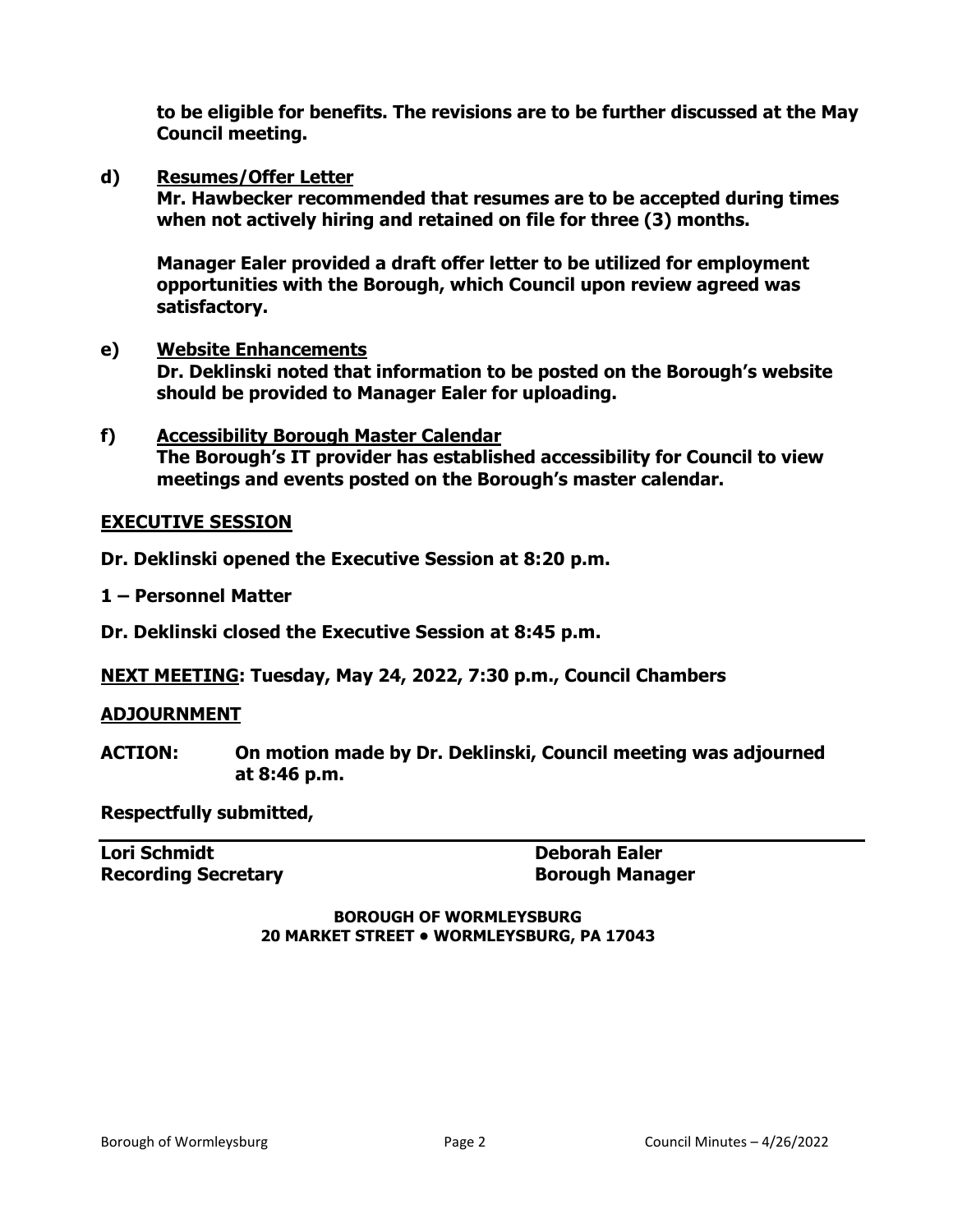**to be eligible for benefits. The revisions are to be further discussed at the May Council meeting.**

**d) Resumes/Offer Letter**

**Mr. Hawbecker recommended that resumes are to be accepted during times when not actively hiring and retained on file for three (3) months.**

**Manager Ealer provided a draft offer letter to be utilized for employment opportunities with the Borough, which Council upon review agreed was satisfactory.**

**e) Website Enhancements**

**Dr. Deklinski noted that information to be posted on the Borough's website should be provided to Manager Ealer for uploading.**

**f) Accessibility Borough Master Calendar**

**The Borough's IT provider has established accessibility for Council to view meetings and events posted on the Borough's master calendar.**

## EXECUTIVE SESSION

**Dr. Deklinski opened the Executive Session at 8:20 p.m.**

**1 – Personnel Matter**

**Dr. Deklinski closed the Executive Session at 8:45 p.m.**

**NEXT MEETING: Tuesday, May 24, 2022, 7:30 p.m., Council Chambers**

## ADJOURNMENT

**ACTION: On motion made by Dr. Deklinski, Council meeting was adjourned at 8:46 p.m.**

**Respectfully submitted,**

| | |
|---|---|
| **Lori Schmidt** | **Deborah Ealer** |
| **Recording Secretary** | **Borough Manager** |

**BOROUGH OF WORMLEYSBURG**
**20 MARKET STREET • WORMLEYSBURG, PA 17043**